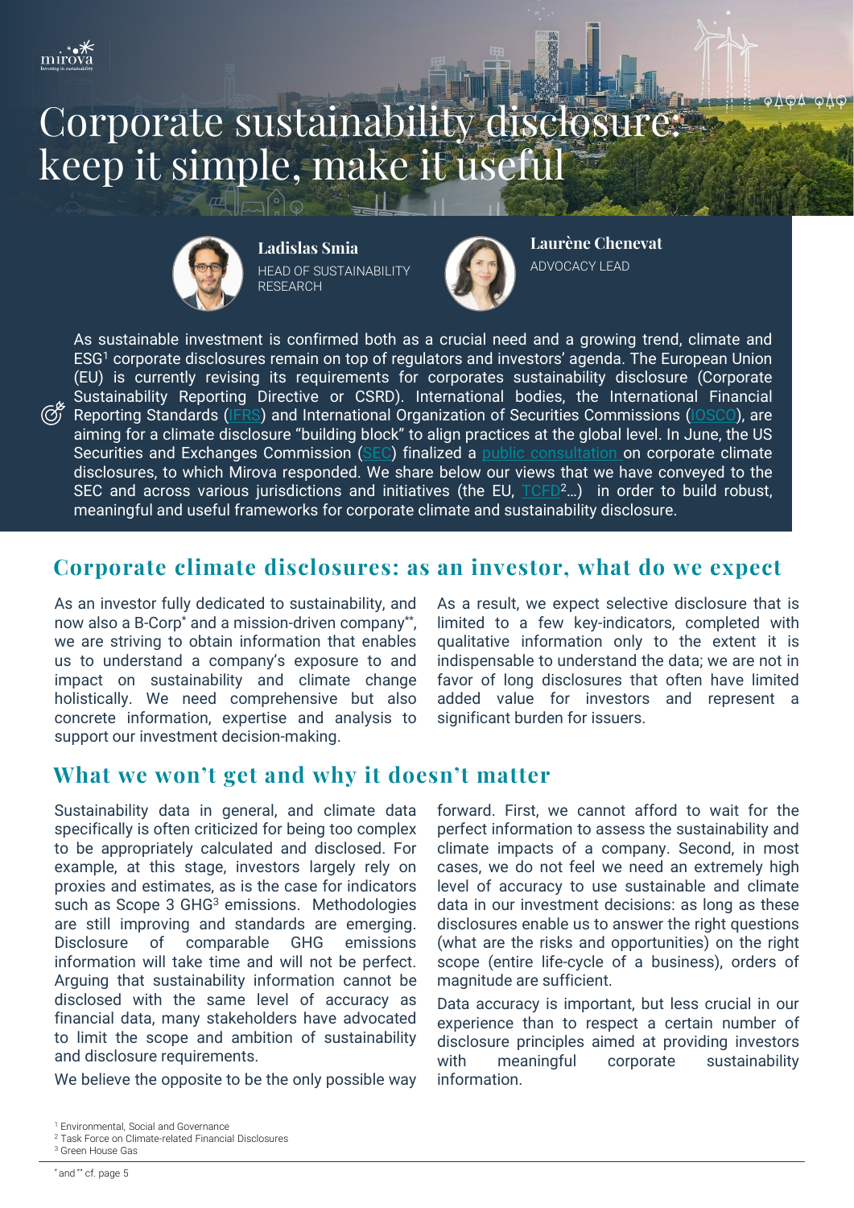# Corporate sustainability disclosure: keep it simple, make it useful

**Ladislas Smia**
HEAD OF SUSTAINABILITY RESEARCH

**Laurène Chenevat**
ADVOCACY LEAD

As sustainable investment is confirmed both as a crucial need and a growing trend, climate and ESG[1] corporate disclosures remain on top of regulators and investors' agenda. The European Union (EU) is currently revising its requirements for corporates sustainability disclosure (Corporate Sustainability Reporting Directive or CSRD). International bodies, the International Financial Reporting Standards (IFRS) and International Organization of Securities Commissions (IOSCO), are aiming for a climate disclosure "building block" to align practices at the global level. In June, the US Securities and Exchanges Commission (SEC) finalized a public consultation on corporate climate disclosures, to which Mirova responded. We share below our views that we have conveyed to the SEC and across various jurisdictions and initiatives (the EU, TCFD[2]...) in order to build robust, meaningful and useful frameworks for corporate climate and sustainability disclosure.

## Corporate climate disclosures: as an investor, what do we expect

As an investor fully dedicated to sustainability, and now also a B-Corp* and a mission-driven company**, we are striving to obtain information that enables us to understand a company's exposure to and impact on sustainability and climate change holistically. We need comprehensive but also concrete information, expertise and analysis to support our investment decision-making.

As a result, we expect selective disclosure that is limited to a few key-indicators, completed with qualitative information only to the extent it is indispensable to understand the data; we are not in favor of long disclosures that often have limited added value for investors and represent a significant burden for issuers.

## What we won't get and why it doesn't matter

Sustainability data in general, and climate data specifically is often criticized for being too complex to be appropriately calculated and disclosed. For example, at this stage, investors largely rely on proxies and estimates, as is the case for indicators such as Scope 3 GHG[3] emissions. Methodologies are still improving and standards are emerging. Disclosure of comparable GHG emissions information will take time and will not be perfect. Arguing that sustainability information cannot be disclosed with the same level of accuracy as financial data, many stakeholders have advocated to limit the scope and ambition of sustainability and disclosure requirements.

We believe the opposite to be the only possible way forward. First, we cannot afford to wait for the perfect information to assess the sustainability and climate impacts of a company. Second, in most cases, we do not feel we need an extremely high level of accuracy to use sustainable and climate data in our investment decisions: as long as these disclosures enable us to answer the right questions (what are the risks and opportunities) on the right scope (entire life-cycle of a business), orders of magnitude are sufficient.

Data accuracy is important, but less crucial in our experience than to respect a certain number of disclosure principles aimed at providing investors with meaningful corporate sustainability information.

[1] Environmental, Social and Governance
[2] Task Force on Climate-related Financial Disclosures
[3] Green House Gas

* and ** cf. page 5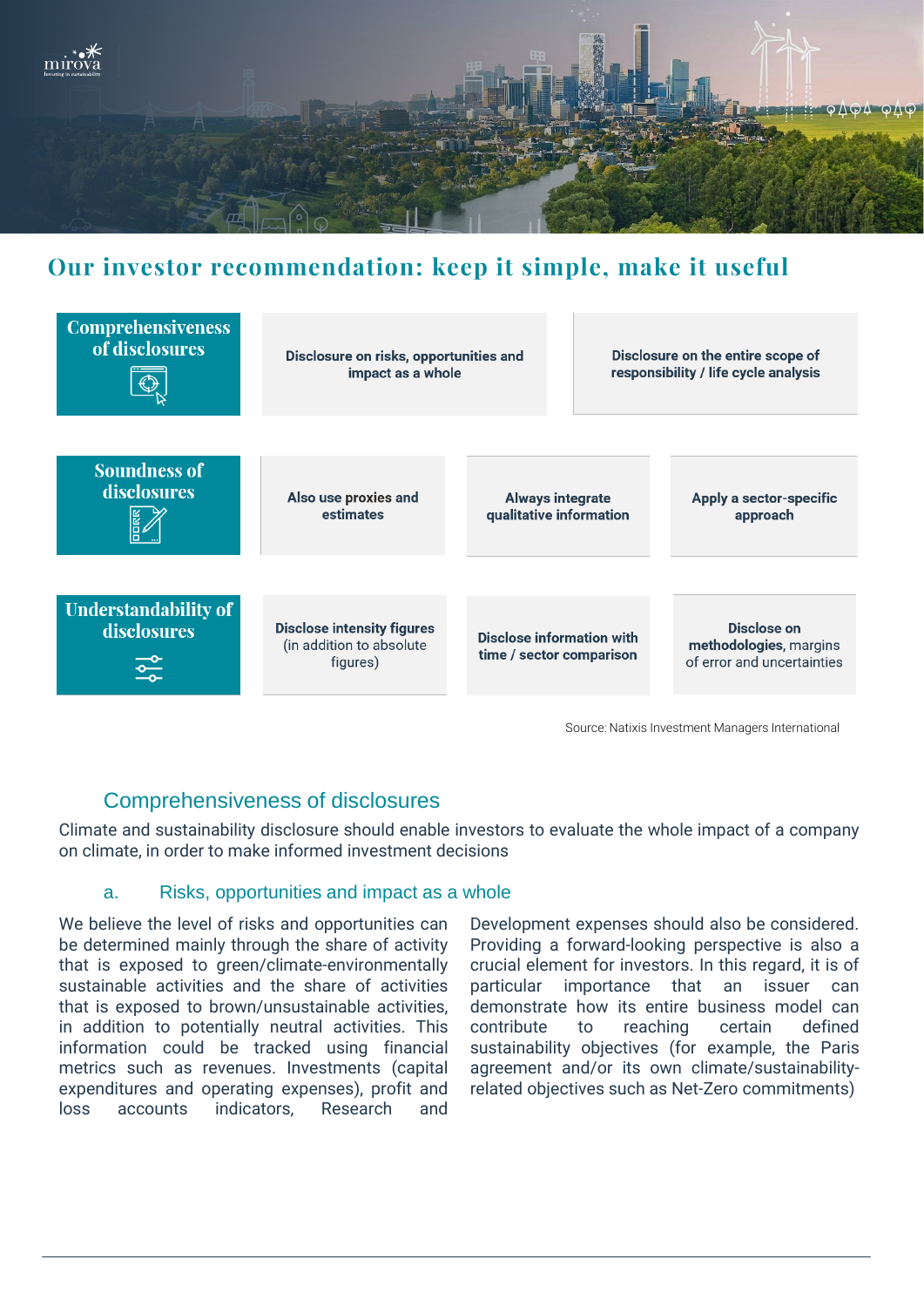# Our investor recommendation: keep it simple, make it useful

| | | | |
|---|---|---|---|
| **Comprehensiveness of disclosures** | **Disclosure on risks, opportunities and impact as a whole** | **Disclosure on the entire scope of responsibility / life cycle analysis** | |
| **Soundness of disclosures** | **Also use proxies and estimates** | **Always integrate qualitative information** | **Apply a sector-specific approach** |
| **Understandability of disclosures** | **Disclose intensity figures** (in addition to absolute figures) | **Disclose information with time / sector comparison** | **Disclose on methodologies,** margins of error and uncertainties |

Source: Natixis Investment Managers International

## Comprehensiveness of disclosures

Climate and sustainability disclosure should enable investors to evaluate the whole impact of a company on climate, in order to make informed investment decisions

### a. Risks, opportunities and impact as a whole

We believe the level of risks and opportunities can be determined mainly through the share of activity that is exposed to green/climate-environmentally sustainable activities and the share of activities that is exposed to brown/unsustainable activities, in addition to potentially neutral activities. This information could be tracked using financial metrics such as revenues. Investments (capital expenditures and operating expenses), profit and loss accounts indicators, Research and Development expenses should also be considered. Providing a forward-looking perspective is also a crucial element for investors. In this regard, it is of particular importance that an issuer can demonstrate how its entire business model can contribute to reaching certain defined sustainability objectives (for example, the Paris agreement and/or its own climate/sustainability-related objectives such as Net-Zero commitments)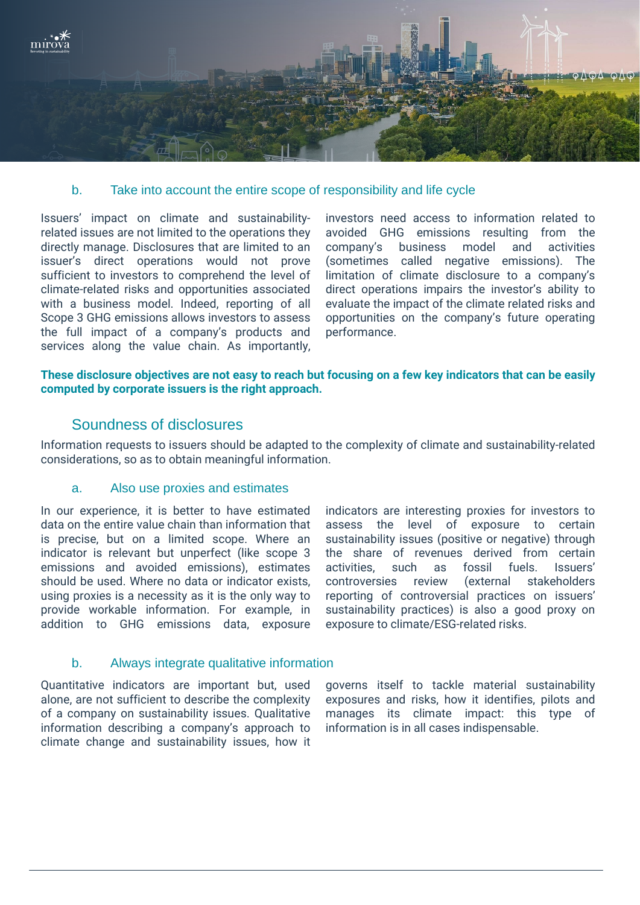### b. Take into account the entire scope of responsibility and life cycle

Issuers' impact on climate and sustainability-related issues are not limited to the operations they directly manage. Disclosures that are limited to an issuer's direct operations would not prove sufficient to investors to comprehend the level of climate-related risks and opportunities associated with a business model. Indeed, reporting of all Scope 3 GHG emissions allows investors to assess the full impact of a company's products and services along the value chain. As importantly, investors need access to information related to avoided GHG emissions resulting from the company's business model and activities (sometimes called negative emissions). The limitation of climate disclosure to a company's direct operations impairs the investor's ability to evaluate the impact of the climate related risks and opportunities on the company's future operating performance.

**These disclosure objectives are not easy to reach but focusing on a few key indicators that can be easily computed by corporate issuers is the right approach.**

## Soundness of disclosures

Information requests to issuers should be adapted to the complexity of climate and sustainability-related considerations, so as to obtain meaningful information.

### a. Also use proxies and estimates

In our experience, it is better to have estimated data on the entire value chain than information that is precise, but on a limited scope. Where an indicator is relevant but unperfect (like scope 3 emissions and avoided emissions), estimates should be used. Where no data or indicator exists, using proxies is a necessity as it is the only way to provide workable information. For example, in addition to GHG emissions data, exposure indicators are interesting proxies for investors to assess the level of exposure to certain sustainability issues (positive or negative) through the share of revenues derived from certain activities, such as fossil fuels. Issuers' controversies review (external stakeholders reporting of controversial practices on issuers' sustainability practices) is also a good proxy on exposure to climate/ESG-related risks.

### b. Always integrate qualitative information

Quantitative indicators are important but, used alone, are not sufficient to describe the complexity of a company on sustainability issues. Qualitative information describing a company's approach to climate change and sustainability issues, how it governs itself to tackle material sustainability exposures and risks, how it identifies, pilots and manages its climate impact: this type of information is in all cases indispensable.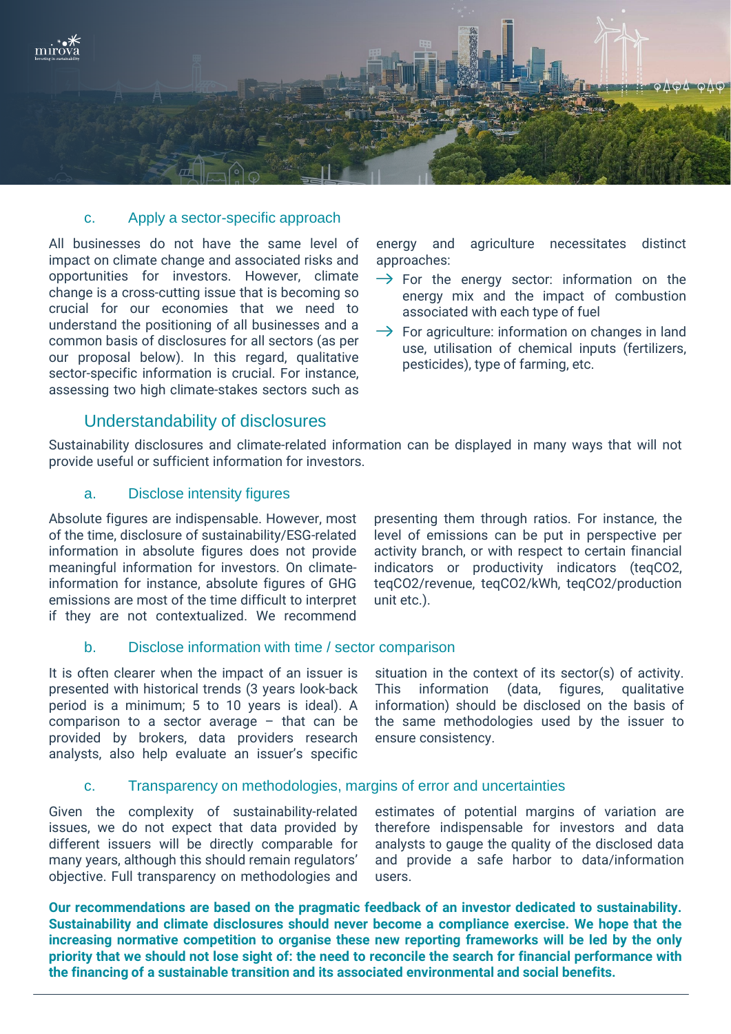### c. Apply a sector-specific approach

All businesses do not have the same level of impact on climate change and associated risks and opportunities for investors. However, climate change is a cross-cutting issue that is becoming so crucial for our economies that we need to understand the positioning of all businesses and a common basis of disclosures for all sectors (as per our proposal below). In this regard, qualitative sector-specific information is crucial. For instance, assessing two high climate-stakes sectors such as energy and agriculture necessitates distinct approaches:

- For the energy sector: information on the energy mix and the impact of combustion associated with each type of fuel
- For agriculture: information on changes in land use, utilisation of chemical inputs (fertilizers, pesticides), type of farming, etc.

## Understandability of disclosures

Sustainability disclosures and climate-related information can be displayed in many ways that will not provide useful or sufficient information for investors.

### a. Disclose intensity figures

Absolute figures are indispensable. However, most of the time, disclosure of sustainability/ESG-related information in absolute figures does not provide meaningful information for investors. On climate-information for instance, absolute figures of GHG emissions are most of the time difficult to interpret if they are not contextualized. We recommend presenting them through ratios. For instance, the level of emissions can be put in perspective per activity branch, or with respect to certain financial indicators or productivity indicators (teqCO2, teqCO2/revenue, teqCO2/kWh, teqCO2/production unit etc.).

### b. Disclose information with time / sector comparison

It is often clearer when the impact of an issuer is presented with historical trends (3 years look-back period is a minimum; 5 to 10 years is ideal). A comparison to a sector average – that can be provided by brokers, data providers research analysts, also help evaluate an issuer's specific situation in the context of its sector(s) of activity. This information (data, figures, qualitative information) should be disclosed on the basis of the same methodologies used by the issuer to ensure consistency.

### c. Transparency on methodologies, margins of error and uncertainties

Given the complexity of sustainability-related issues, we do not expect that data provided by different issuers will be directly comparable for many years, although this should remain regulators' objective. Full transparency on methodologies and estimates of potential margins of variation are therefore indispensable for investors and data analysts to gauge the quality of the disclosed data and provide a safe harbor to data/information users.

**Our recommendations are based on the pragmatic feedback of an investor dedicated to sustainability. Sustainability and climate disclosures should never become a compliance exercise. We hope that the increasing normative competition to organise these new reporting frameworks will be led by the only priority that we should not lose sight of: the need to reconcile the search for financial performance with the financing of a sustainable transition and its associated environmental and social benefits.**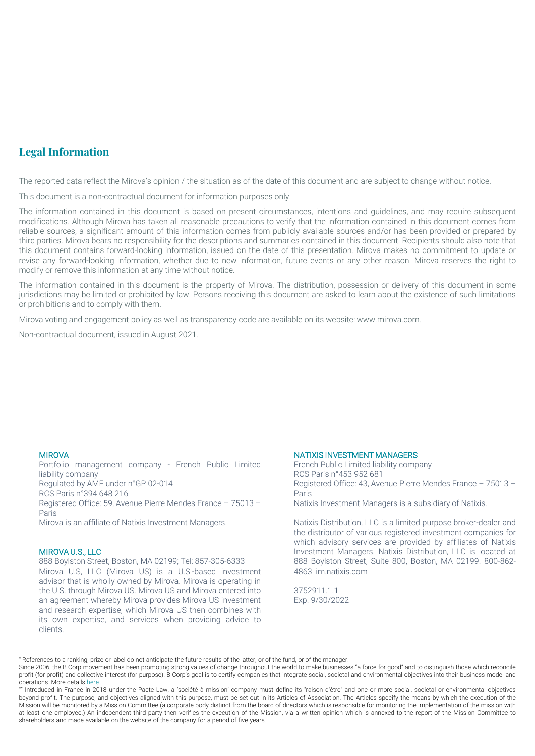## Legal Information

The reported data reflect the Mirova's opinion / the situation as of the date of this document and are subject to change without notice.

This document is a non-contractual document for information purposes only.

The information contained in this document is based on present circumstances, intentions and guidelines, and may require subsequent modifications. Although Mirova has taken all reasonable precautions to verify that the information contained in this document comes from reliable sources, a significant amount of this information comes from publicly available sources and/or has been provided or prepared by third parties. Mirova bears no responsibility for the descriptions and summaries contained in this document. Recipients should also note that this document contains forward-looking information, issued on the date of this presentation. Mirova makes no commitment to update or revise any forward-looking information, whether due to new information, future events or any other reason. Mirova reserves the right to modify or remove this information at any time without notice.

The information contained in this document is the property of Mirova. The distribution, possession or delivery of this document in some jurisdictions may be limited or prohibited by law. Persons receiving this document are asked to learn about the existence of such limitations or prohibitions and to comply with them.

Mirova voting and engagement policy as well as transparency code are available on its website: www.mirova.com.

Non-contractual document, issued in August 2021.

**MIROVA**
Portfolio management company - French Public Limited liability company
Regulated by AMF under n°GP 02-014
RCS Paris n°394 648 216
Registered Office: 59, Avenue Pierre Mendes France – 75013 – Paris
Mirova is an affiliate of Natixis Investment Managers.

**MIROVA U.S., LLC**
888 Boylston Street, Boston, MA 02199; Tel: 857-305-6333
Mirova U.S, LLC (Mirova US) is a U.S.-based investment advisor that is wholly owned by Mirova. Mirova is operating in the U.S. through Mirova US. Mirova US and Mirova entered into an agreement whereby Mirova provides Mirova US investment and research expertise, which Mirova US then combines with its own expertise, and services when providing advice to clients.

**NATIXIS INVESTMENT MANAGERS**
French Public Limited liability company
RCS Paris n°453 952 681
Registered Office: 43, Avenue Pierre Mendes France – 75013 – Paris
Natixis Investment Managers is a subsidiary of Natixis.

Natixis Distribution, LLC is a limited purpose broker-dealer and the distributor of various registered investment companies for which advisory services are provided by affiliates of Natixis Investment Managers. Natixis Distribution, LLC is located at 888 Boylston Street, Suite 800, Boston, MA 02199. 800-862-4863. im.natixis.com

3752911.1.1
Exp. 9/30/2022

* References to a ranking, prize or label do not anticipate the future results of the latter, or of the fund, or of the manager.
Since 2006, the B Corp movement has been promoting strong values of change throughout the world to make businesses "a force for good" and to distinguish those which reconcile profit (for profit) and collective interest (for purpose). B Corp's goal is to certify companies that integrate social, societal and environmental objectives into their business model and operations. More details here

** Introduced in France in 2018 under the Pacte Law, a 'société à mission' company must define its "raison d'être" and one or more social, societal or environmental objectives beyond profit. The purpose, and objectives aligned with this purpose, must be set out in its Articles of Association. The Articles specify the means by which the execution of the Mission will be monitored by a Mission Committee (a corporate body distinct from the board of directors which is responsible for monitoring the implementation of the mission with at least one employee.) An independent third party then verifies the execution of the Mission, via a written opinion which is annexed to the report of the Mission Committee to shareholders and made available on the website of the company for a period of five years.